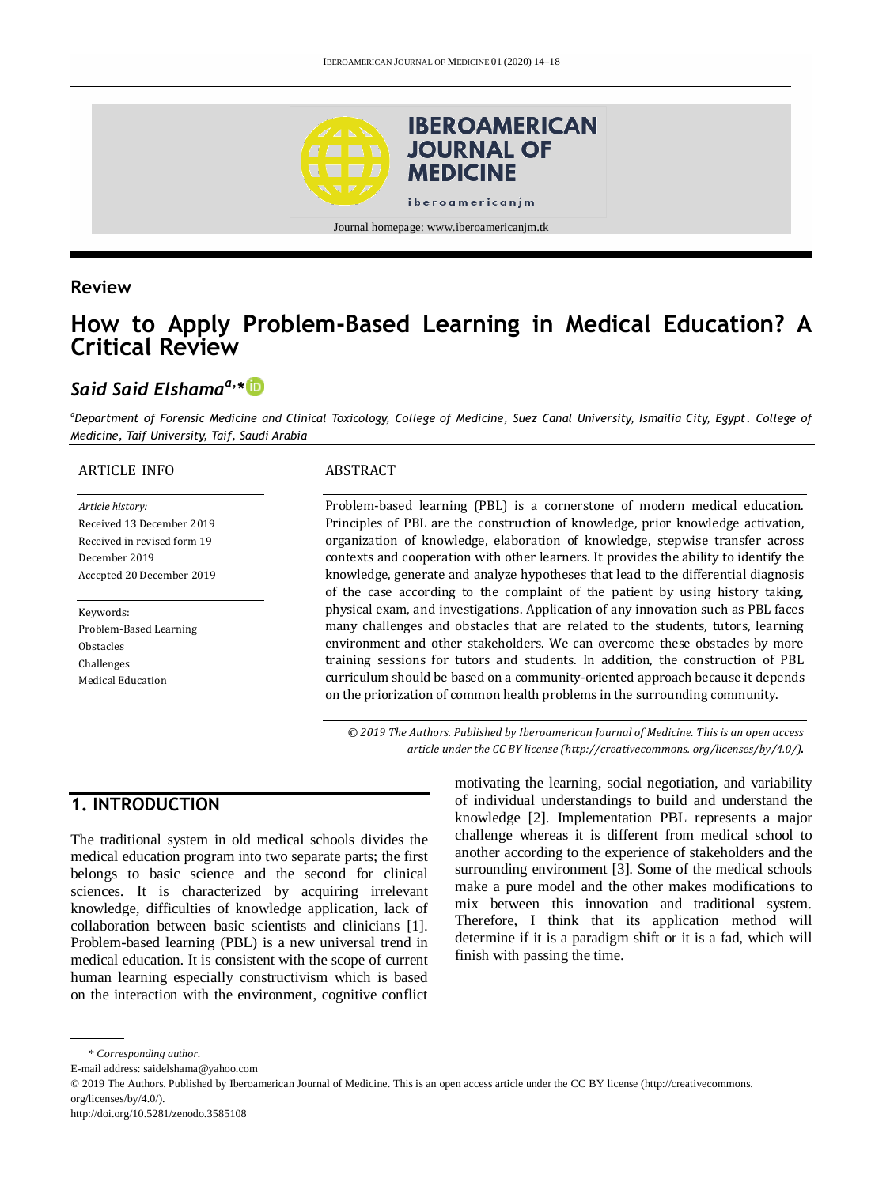Review

# How to Apply Problem-Based Learning in Medical Education? A Critical Review

## *Said Said Elshama*[a,*]

[a]*Department of Forensic Medicine and Clinical Toxicology, College of Medicine, Suez Canal University, Ismailia City, Egypt. College of Medicine, Taif University, Taif, Saudi Arabia*

ARTICLE INFO

*Article history:*
Received 13 December 2019
Received in revised form 19 December 2019
Accepted 20 December 2019

Keywords:
Problem-Based Learning
Obstacles
Challenges
Medical Education

ABSTRACT

Problem-based learning (PBL) is a cornerstone of modern medical education. Principles of PBL are the construction of knowledge, prior knowledge activation, organization of knowledge, elaboration of knowledge, stepwise transfer across contexts and cooperation with other learners. It provides the ability to identify the knowledge, generate and analyze hypotheses that lead to the differential diagnosis of the case according to the complaint of the patient by using history taking, physical exam, and investigations. Application of any innovation such as PBL faces many challenges and obstacles that are related to the students, tutors, learning environment and other stakeholders. We can overcome these obstacles by more training sessions for tutors and students. In addition, the construction of PBL curriculum should be based on a community-oriented approach because it depends on the priorization of common health problems in the surrounding community.

*© 2019 The Authors. Published by Iberoamerican Journal of Medicine. This is an open access article under the CC BY license (http://creativecommons. org/licenses/by/4.0/).*

## 1. INTRODUCTION

The traditional system in old medical schools divides the medical education program into two separate parts; the first belongs to basic science and the second for clinical sciences. It is characterized by acquiring irrelevant knowledge, difficulties of knowledge application, lack of collaboration between basic scientists and clinicians [1]. Problem-based learning (PBL) is a new universal trend in medical education. It is consistent with the scope of current human learning especially constructivism which is based on the interaction with the environment, cognitive conflict motivating the learning, social negotiation, and variability of individual understandings to build and understand the knowledge [2]. Implementation PBL represents a major challenge whereas it is different from medical school to another according to the experience of stakeholders and the surrounding environment [3]. Some of the medical schools make a pure model and the other makes modifications to mix between this innovation and traditional system. Therefore, I think that its application method will determine if it is a paradigm shift or it is a fad, which will finish with passing the time.

* *Corresponding author.*
E-mail address: saidelshama@yahoo.com
© 2019 The Authors. Published by Iberoamerican Journal of Medicine. This is an open access article under the CC BY license (http://creativecommons. org/licenses/by/4.0/).
http://doi.org/10.5281/zenodo.3585108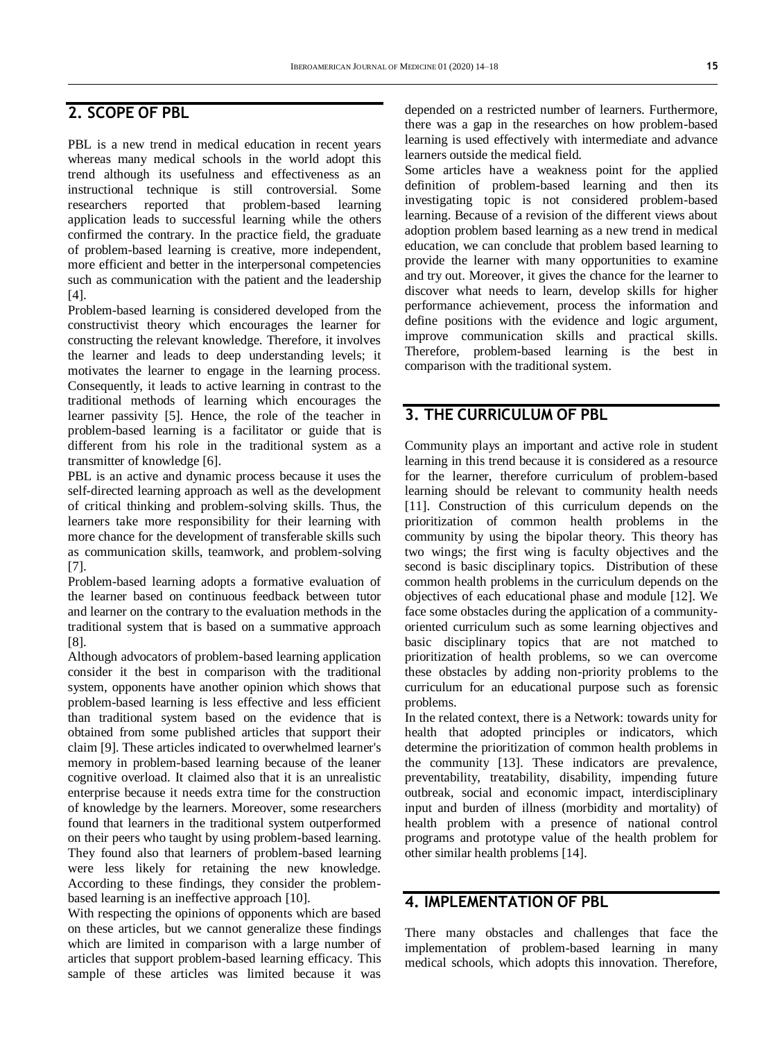## 2. SCOPE OF PBL

PBL is a new trend in medical education in recent years whereas many medical schools in the world adopt this trend although its usefulness and effectiveness as an instructional technique is still controversial. Some researchers reported that problem-based learning application leads to successful learning while the others confirmed the contrary. In the practice field, the graduate of problem-based learning is creative, more independent, more efficient and better in the interpersonal competencies such as communication with the patient and the leadership [4].

Problem-based learning is considered developed from the constructivist theory which encourages the learner for constructing the relevant knowledge. Therefore, it involves the learner and leads to deep understanding levels; it motivates the learner to engage in the learning process. Consequently, it leads to active learning in contrast to the traditional methods of learning which encourages the learner passivity [5]. Hence, the role of the teacher in problem-based learning is a facilitator or guide that is different from his role in the traditional system as a transmitter of knowledge [6].

PBL is an active and dynamic process because it uses the self-directed learning approach as well as the development of critical thinking and problem-solving skills. Thus, the learners take more responsibility for their learning with more chance for the development of transferable skills such as communication skills, teamwork, and problem-solving [7].

Problem-based learning adopts a formative evaluation of the learner based on continuous feedback between tutor and learner on the contrary to the evaluation methods in the traditional system that is based on a summative approach [8].

Although advocators of problem-based learning application consider it the best in comparison with the traditional system, opponents have another opinion which shows that problem-based learning is less effective and less efficient than traditional system based on the evidence that is obtained from some published articles that support their claim [9]. These articles indicated to overwhelmed learner's memory in problem-based learning because of the leaner cognitive overload. It claimed also that it is an unrealistic enterprise because it needs extra time for the construction of knowledge by the learners. Moreover, some researchers found that learners in the traditional system outperformed on their peers who taught by using problem-based learning. They found also that learners of problem-based learning were less likely for retaining the new knowledge. According to these findings, they consider the problem-based learning is an ineffective approach [10].

With respecting the opinions of opponents which are based on these articles, but we cannot generalize these findings which are limited in comparison with a large number of articles that support problem-based learning efficacy. This sample of these articles was limited because it was depended on a restricted number of learners. Furthermore, there was a gap in the researches on how problem-based learning is used effectively with intermediate and advance learners outside the medical field.

Some articles have a weakness point for the applied definition of problem-based learning and then its investigating topic is not considered problem-based learning. Because of a revision of the different views about adoption problem based learning as a new trend in medical education, we can conclude that problem based learning to provide the learner with many opportunities to examine and try out. Moreover, it gives the chance for the learner to discover what needs to learn, develop skills for higher performance achievement, process the information and define positions with the evidence and logic argument, improve communication skills and practical skills. Therefore, problem-based learning is the best in comparison with the traditional system.

## 3. THE CURRICULUM OF PBL

Community plays an important and active role in student learning in this trend because it is considered as a resource for the learner, therefore curriculum of problem-based learning should be relevant to community health needs [11]. Construction of this curriculum depends on the prioritization of common health problems in the community by using the bipolar theory. This theory has two wings; the first wing is faculty objectives and the second is basic disciplinary topics. Distribution of these common health problems in the curriculum depends on the objectives of each educational phase and module [12]. We face some obstacles during the application of a community-oriented curriculum such as some learning objectives and basic disciplinary topics that are not matched to prioritization of health problems, so we can overcome these obstacles by adding non-priority problems to the curriculum for an educational purpose such as forensic problems.

In the related context, there is a Network: towards unity for health that adopted principles or indicators, which determine the prioritization of common health problems in the community [13]. These indicators are prevalence, preventability, treatability, disability, impending future outbreak, social and economic impact, interdisciplinary input and burden of illness (morbidity and mortality) of health problem with a presence of national control programs and prototype value of the health problem for other similar health problems [14].

## 4. IMPLEMENTATION OF PBL

There many obstacles and challenges that face the implementation of problem-based learning in many medical schools, which adopts this innovation. Therefore,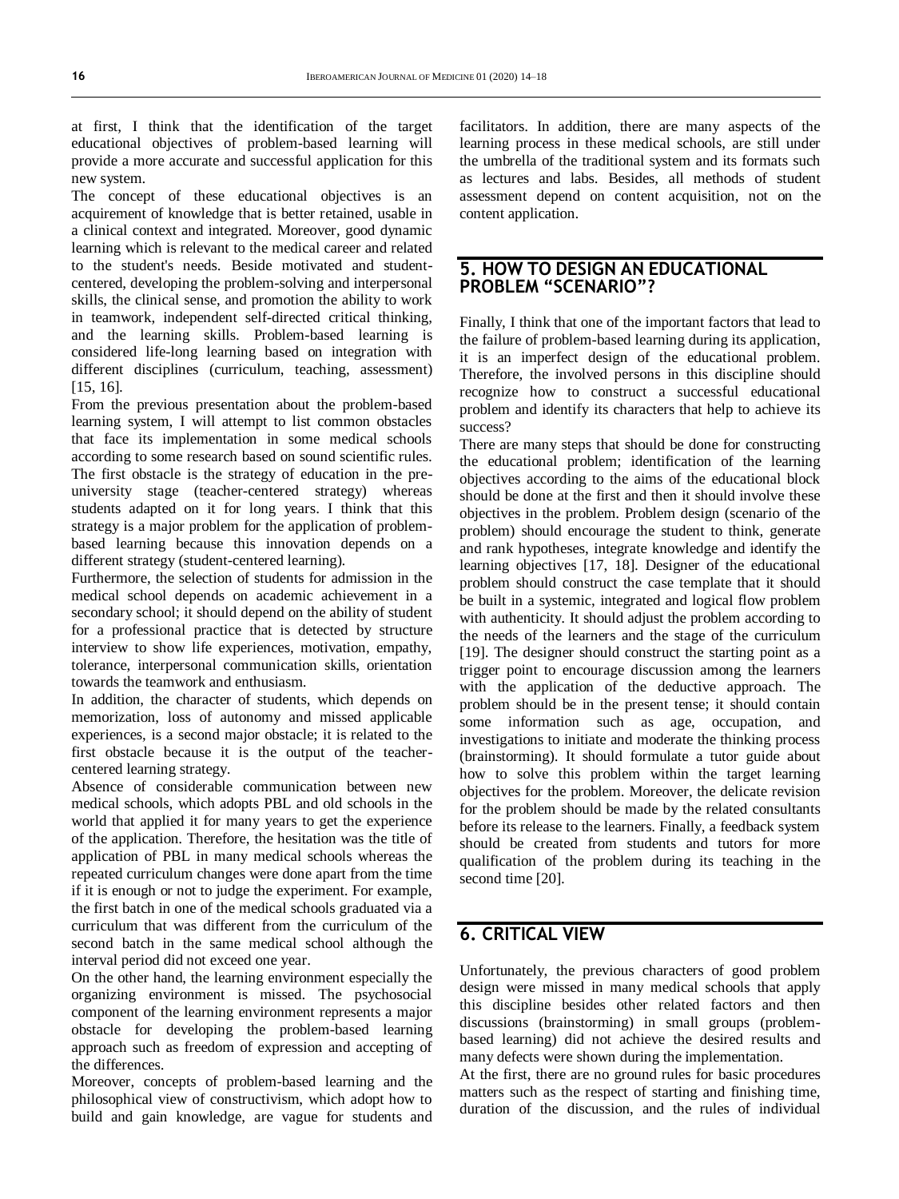at first, I think that the identification of the target educational objectives of problem-based learning will provide a more accurate and successful application for this new system.

The concept of these educational objectives is an acquirement of knowledge that is better retained, usable in a clinical context and integrated. Moreover, good dynamic learning which is relevant to the medical career and related to the student's needs. Beside motivated and student-centered, developing the problem-solving and interpersonal skills, the clinical sense, and promotion the ability to work in teamwork, independent self-directed critical thinking, and the learning skills. Problem-based learning is considered life-long learning based on integration with different disciplines (curriculum, teaching, assessment) [15, 16].

From the previous presentation about the problem-based learning system, I will attempt to list common obstacles that face its implementation in some medical schools according to some research based on sound scientific rules. The first obstacle is the strategy of education in the pre-university stage (teacher-centered strategy) whereas students adapted on it for long years. I think that this strategy is a major problem for the application of problem-based learning because this innovation depends on a different strategy (student-centered learning).

Furthermore, the selection of students for admission in the medical school depends on academic achievement in a secondary school; it should depend on the ability of student for a professional practice that is detected by structure interview to show life experiences, motivation, empathy, tolerance, interpersonal communication skills, orientation towards the teamwork and enthusiasm.

In addition, the character of students, which depends on memorization, loss of autonomy and missed applicable experiences, is a second major obstacle; it is related to the first obstacle because it is the output of the teacher-centered learning strategy.

Absence of considerable communication between new medical schools, which adopts PBL and old schools in the world that applied it for many years to get the experience of the application. Therefore, the hesitation was the title of application of PBL in many medical schools whereas the repeated curriculum changes were done apart from the time if it is enough or not to judge the experiment. For example, the first batch in one of the medical schools graduated via a curriculum that was different from the curriculum of the second batch in the same medical school although the interval period did not exceed one year.

On the other hand, the learning environment especially the organizing environment is missed. The psychosocial component of the learning environment represents a major obstacle for developing the problem-based learning approach such as freedom of expression and accepting of the differences.

Moreover, concepts of problem-based learning and the philosophical view of constructivism, which adopt how to build and gain knowledge, are vague for students and facilitators. In addition, there are many aspects of the learning process in these medical schools, are still under the umbrella of the traditional system and its formats such as lectures and labs. Besides, all methods of student assessment depend on content acquisition, not on the content application.

## 5. HOW TO DESIGN AN EDUCATIONAL PROBLEM "SCENARIO"?

Finally, I think that one of the important factors that lead to the failure of problem-based learning during its application, it is an imperfect design of the educational problem. Therefore, the involved persons in this discipline should recognize how to construct a successful educational problem and identify its characters that help to achieve its success?

There are many steps that should be done for constructing the educational problem; identification of the learning objectives according to the aims of the educational block should be done at the first and then it should involve these objectives in the problem. Problem design (scenario of the problem) should encourage the student to think, generate and rank hypotheses, integrate knowledge and identify the learning objectives [17, 18]. Designer of the educational problem should construct the case template that it should be built in a systemic, integrated and logical flow problem with authenticity. It should adjust the problem according to the needs of the learners and the stage of the curriculum [19]. The designer should construct the starting point as a trigger point to encourage discussion among the learners with the application of the deductive approach. The problem should be in the present tense; it should contain some information such as age, occupation, and investigations to initiate and moderate the thinking process (brainstorming). It should formulate a tutor guide about how to solve this problem within the target learning objectives for the problem. Moreover, the delicate revision for the problem should be made by the related consultants before its release to the learners. Finally, a feedback system should be created from students and tutors for more qualification of the problem during its teaching in the second time [20].

## 6. CRITICAL VIEW

Unfortunately, the previous characters of good problem design were missed in many medical schools that apply this discipline besides other related factors and then discussions (brainstorming) in small groups (problem-based learning) did not achieve the desired results and many defects were shown during the implementation.

At the first, there are no ground rules for basic procedures matters such as the respect of starting and finishing time, duration of the discussion, and the rules of individual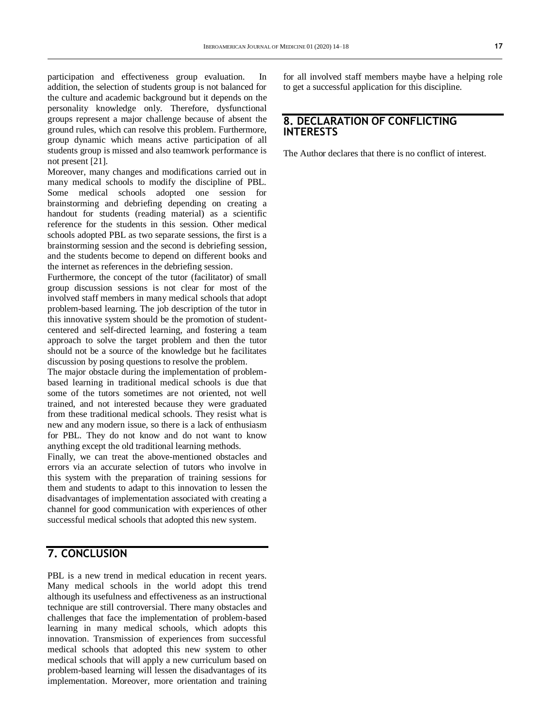participation and effectiveness group evaluation. In addition, the selection of students group is not balanced for the culture and academic background but it depends on the personality knowledge only. Therefore, dysfunctional groups represent a major challenge because of absent the ground rules, which can resolve this problem. Furthermore, group dynamic which means active participation of all students group is missed and also teamwork performance is not present [21].

Moreover, many changes and modifications carried out in many medical schools to modify the discipline of PBL. Some medical schools adopted one session for brainstorming and debriefing depending on creating a handout for students (reading material) as a scientific reference for the students in this session. Other medical schools adopted PBL as two separate sessions, the first is a brainstorming session and the second is debriefing session, and the students become to depend on different books and the internet as references in the debriefing session.

Furthermore, the concept of the tutor (facilitator) of small group discussion sessions is not clear for most of the involved staff members in many medical schools that adopt problem-based learning. The job description of the tutor in this innovative system should be the promotion of student-centered and self-directed learning, and fostering a team approach to solve the target problem and then the tutor should not be a source of the knowledge but he facilitates discussion by posing questions to resolve the problem.

The major obstacle during the implementation of problem-based learning in traditional medical schools is due that some of the tutors sometimes are not oriented, not well trained, and not interested because they were graduated from these traditional medical schools. They resist what is new and any modern issue, so there is a lack of enthusiasm for PBL. They do not know and do not want to know anything except the old traditional learning methods.

Finally, we can treat the above-mentioned obstacles and errors via an accurate selection of tutors who involve in this system with the preparation of training sessions for them and students to adapt to this innovation to lessen the disadvantages of implementation associated with creating a channel for good communication with experiences of other successful medical schools that adopted this new system.

## 7. CONCLUSION

PBL is a new trend in medical education in recent years. Many medical schools in the world adopt this trend although its usefulness and effectiveness as an instructional technique are still controversial. There many obstacles and challenges that face the implementation of problem-based learning in many medical schools, which adopts this innovation. Transmission of experiences from successful medical schools that adopted this new system to other medical schools that will apply a new curriculum based on problem-based learning will lessen the disadvantages of its implementation. Moreover, more orientation and training for all involved staff members maybe have a helping role to get a successful application for this discipline.

## 8. DECLARATION OF CONFLICTING INTERESTS

The Author declares that there is no conflict of interest.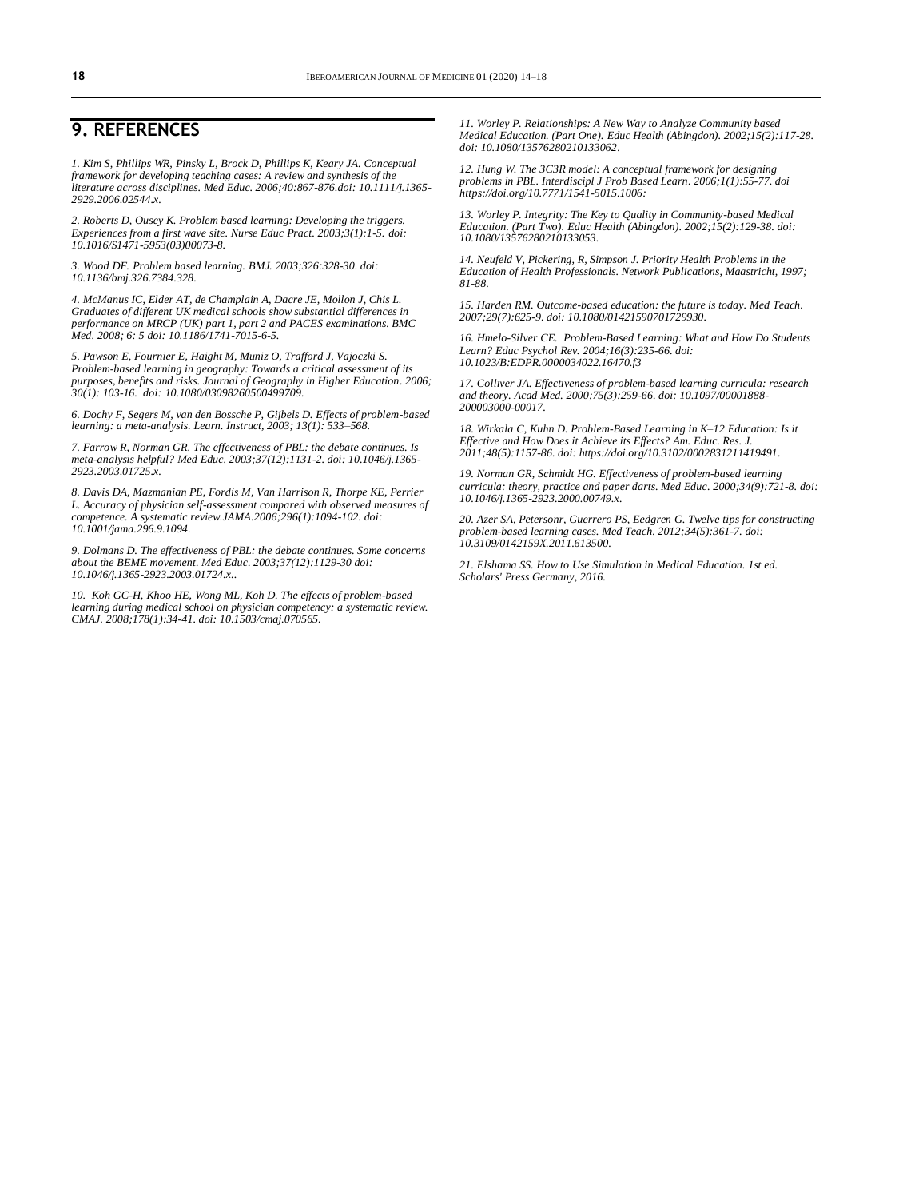## 9. REFERENCES

*1. Kim S, Phillips WR, Pinsky L, Brock D, Phillips K, Keary JA. Conceptual framework for developing teaching cases: A review and synthesis of the literature across disciplines. Med Educ. 2006;40:867-876.doi: 10.1111/j.1365-2929.2006.02544.x.*

*2. Roberts D, Ousey K. Problem based learning: Developing the triggers. Experiences from a first wave site. Nurse Educ Pract. 2003;3(1):1-5. doi: 10.1016/S1471-5953(03)00073-8.*

*3. Wood DF. Problem based learning. BMJ. 2003;326:328-30. doi: 10.1136/bmj.326.7384.328.*

*4. McManus IC, Elder AT, de Champlain A, Dacre JE, Mollon J, Chis L. Graduates of different UK medical schools show substantial differences in performance on MRCP (UK) part 1, part 2 and PACES examinations. BMC Med. 2008; 6: 5 doi: 10.1186/1741-7015-6-5.*

*5. Pawson E, Fournier E, Haight M, Muniz O, Trafford J, Vajoczki S. Problem-based learning in geography: Towards a critical assessment of its purposes, benefits and risks. Journal of Geography in Higher Education. 2006; 30(1): 103-16. doi: 10.1080/03098260500499709.*

*6. Dochy F, Segers M, van den Bossche P, Gijbels D. Effects of problem-based learning: a meta-analysis. Learn. Instruct, 2003; 13(1): 533–568.*

*7. Farrow R, Norman GR. The effectiveness of PBL: the debate continues. Is meta-analysis helpful? Med Educ. 2003;37(12):1131-2. doi: 10.1046/j.1365-2923.2003.01725.x.*

*8. Davis DA, Mazmanian PE, Fordis M, Van Harrison R, Thorpe KE, Perrier L. Accuracy of physician self-assessment compared with observed measures of competence. A systematic review.JAMA.2006;296(1):1094-102. doi: 10.1001/jama.296.9.1094.*

*9. Dolmans D. The effectiveness of PBL: the debate continues. Some concerns about the BEME movement. Med Educ. 2003;37(12):1129-30 doi: 10.1046/j.1365-2923.2003.01724.x..*

*10. Koh GC-H, Khoo HE, Wong ML, Koh D. The effects of problem-based learning during medical school on physician competency: a systematic review. CMAJ. 2008;178(1):34-41. doi: 10.1503/cmaj.070565.*

*11. Worley P. Relationships: A New Way to Analyze Community based Medical Education. (Part One). Educ Health (Abingdon). 2002;15(2):117-28. doi: 10.1080/13576280210133062.*

*12. Hung W. The 3C3R model: A conceptual framework for designing problems in PBL. Interdiscipl J Prob Based Learn. 2006;1(1):55-77. doi https://doi.org/10.7771/1541-5015.1006:*

*13. Worley P. Integrity: The Key to Quality in Community-based Medical Education. (Part Two). Educ Health (Abingdon). 2002;15(2):129-38. doi: 10.1080/13576280210133053.*

*14. Neufeld V, Pickering, R, Simpson J. Priority Health Problems in the Education of Health Professionals. Network Publications, Maastricht, 1997; 81-88.*

*15. Harden RM. Outcome-based education: the future is today. Med Teach. 2007;29(7):625-9. doi: 10.1080/01421590701729930.*

*16. Hmelo-Silver CE. Problem-Based Learning: What and How Do Students Learn? Educ Psychol Rev. 2004;16(3):235-66. doi: 10.1023/B:EDPR.0000034022.16470.f3*

*17. Colliver JA. Effectiveness of problem-based learning curricula: research and theory. Acad Med. 2000;75(3):259-66. doi: 10.1097/00001888-200003000-00017.*

*18. Wirkala C, Kuhn D. Problem-Based Learning in K–12 Education: Is it Effective and How Does it Achieve its Effects? Am. Educ. Res. J. 2011;48(5):1157-86. doi: https://doi.org/10.3102/0002831211419491.*

*19. Norman GR, Schmidt HG. Effectiveness of problem-based learning curricula: theory, practice and paper darts. Med Educ. 2000;34(9):721-8. doi: 10.1046/j.1365-2923.2000.00749.x.*

*20. Azer SA, Petersonr, Guerrero PS, Eedgren G. Twelve tips for constructing problem-based learning cases. Med Teach. 2012;34(5):361-7. doi: 10.3109/0142159X.2011.613500.*

*21. Elshama SS. How to Use Simulation in Medical Education. 1st ed. Scholars' Press Germany, 2016.*